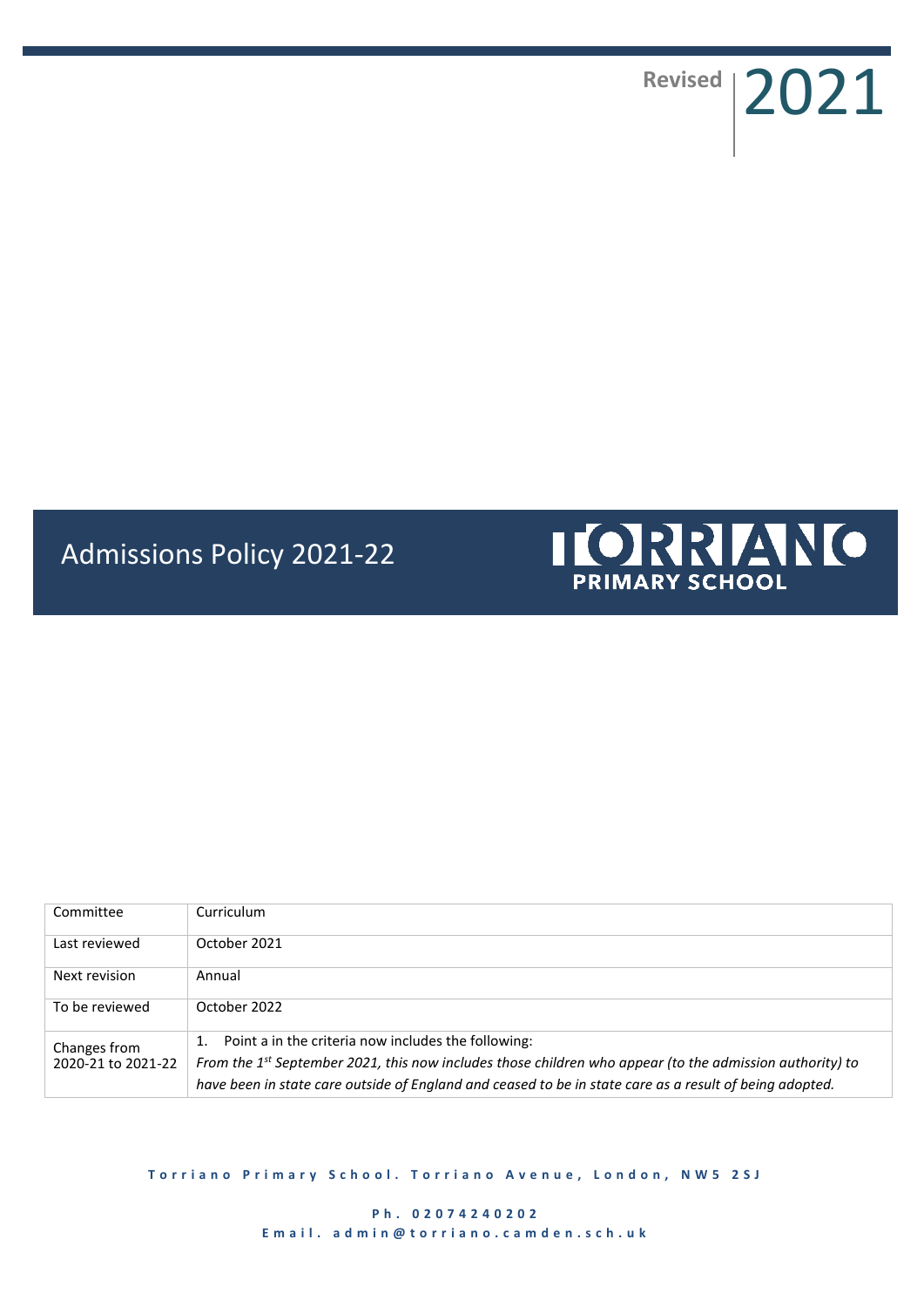Revised 2021

# Admissions Policy 2021-22

TORRIANO PRIMARY SCHOOL

| Committee | Curriculum |
|---|---|
| Last reviewed | October 2021 |
| Next revision | Annual |
| To be reviewed | October 2022 |
| Changes from 2020-21 to 2021-22 | 1. Point a in the criteria now includes the following: *From the 1st September 2021, this now includes those children who appear (to the admission authority) to have been in state care outside of England and ceased to be in state care as a result of being adopted.* |

**Torriano Primary School. Torriano Avenue, London, NW5 2SJ**

**Ph. 02074240202**
**Email. admin@torriano.camden.sch.uk**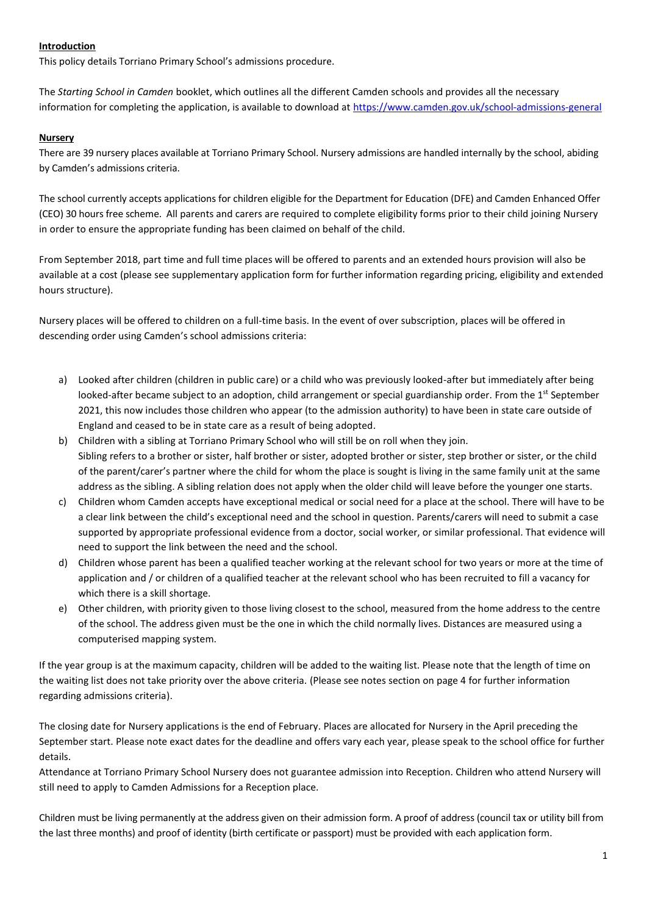## Introduction

This policy details Torriano Primary School's admissions procedure.

The *Starting School in Camden* booklet, which outlines all the different Camden schools and provides all the necessary information for completing the application, is available to download at https://www.camden.gov.uk/school-admissions-general

## Nursery

There are 39 nursery places available at Torriano Primary School. Nursery admissions are handled internally by the school, abiding by Camden's admissions criteria.

The school currently accepts applications for children eligible for the Department for Education (DFE) and Camden Enhanced Offer (CEO) 30 hours free scheme. All parents and carers are required to complete eligibility forms prior to their child joining Nursery in order to ensure the appropriate funding has been claimed on behalf of the child.

From September 2018, part time and full time places will be offered to parents and an extended hours provision will also be available at a cost (please see supplementary application form for further information regarding pricing, eligibility and extended hours structure).

Nursery places will be offered to children on a full-time basis. In the event of over subscription, places will be offered in descending order using Camden's school admissions criteria:

a) Looked after children (children in public care) or a child who was previously looked-after but immediately after being looked-after became subject to an adoption, child arrangement or special guardianship order. From the 1st September 2021, this now includes those children who appear (to the admission authority) to have been in state care outside of England and ceased to be in state care as a result of being adopted.

b) Children with a sibling at Torriano Primary School who will still be on roll when they join.
Sibling refers to a brother or sister, half brother or sister, adopted brother or sister, step brother or sister, or the child of the parent/carer's partner where the child for whom the place is sought is living in the same family unit at the same address as the sibling. A sibling relation does not apply when the older child will leave before the younger one starts.

c) Children whom Camden accepts have exceptional medical or social need for a place at the school. There will have to be a clear link between the child's exceptional need and the school in question. Parents/carers will need to submit a case supported by appropriate professional evidence from a doctor, social worker, or similar professional. That evidence will need to support the link between the need and the school.

d) Children whose parent has been a qualified teacher working at the relevant school for two years or more at the time of application and / or children of a qualified teacher at the relevant school who has been recruited to fill a vacancy for which there is a skill shortage.

e) Other children, with priority given to those living closest to the school, measured from the home address to the centre of the school. The address given must be the one in which the child normally lives. Distances are measured using a computerised mapping system.

If the year group is at the maximum capacity, children will be added to the waiting list. Please note that the length of time on the waiting list does not take priority over the above criteria. (Please see notes section on page 4 for further information regarding admissions criteria).

The closing date for Nursery applications is the end of February. Places are allocated for Nursery in the April preceding the September start. Please note exact dates for the deadline and offers vary each year, please speak to the school office for further details.

Attendance at Torriano Primary School Nursery does not guarantee admission into Reception. Children who attend Nursery will still need to apply to Camden Admissions for a Reception place.

Children must be living permanently at the address given on their admission form. A proof of address (council tax or utility bill from the last three months) and proof of identity (birth certificate or passport) must be provided with each application form.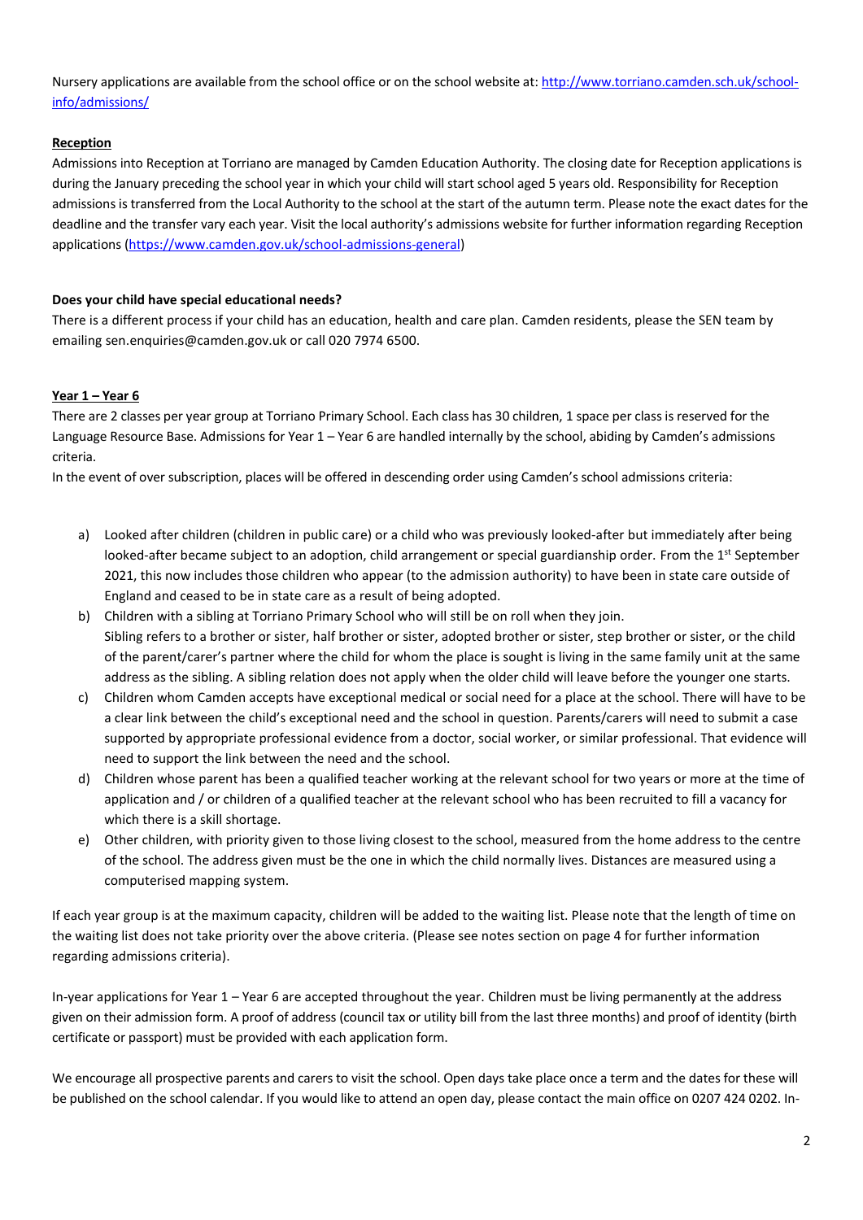Nursery applications are available from the school office or on the school website at: [http://www.torriano.camden.sch.uk/school-info/admissions/](http://www.torriano.camden.sch.uk/school-info/admissions/)

**Reception**

Admissions into Reception at Torriano are managed by Camden Education Authority. The closing date for Reception applications is during the January preceding the school year in which your child will start school aged 5 years old. Responsibility for Reception admissions is transferred from the Local Authority to the school at the start of the autumn term. Please note the exact dates for the deadline and the transfer vary each year. Visit the local authority's admissions website for further information regarding Reception applications ([https://www.camden.gov.uk/school-admissions-general](https://www.camden.gov.uk/school-admissions-general))

**Does your child have special educational needs?**

There is a different process if your child has an education, health and care plan. Camden residents, please the SEN team by emailing sen.enquiries@camden.gov.uk or call 020 7974 6500.

**Year 1 – Year 6**

There are 2 classes per year group at Torriano Primary School. Each class has 30 children, 1 space per class is reserved for the Language Resource Base. Admissions for Year 1 – Year 6 are handled internally by the school, abiding by Camden's admissions criteria.

In the event of over subscription, places will be offered in descending order using Camden's school admissions criteria:

a) Looked after children (children in public care) or a child who was previously looked-after but immediately after being looked-after became subject to an adoption, child arrangement or special guardianship order. From the 1st September 2021, this now includes those children who appear (to the admission authority) to have been in state care outside of England and ceased to be in state care as a result of being adopted.

b) Children with a sibling at Torriano Primary School who will still be on roll when they join.
Sibling refers to a brother or sister, half brother or sister, adopted brother or sister, step brother or sister, or the child of the parent/carer's partner where the child for whom the place is sought is living in the same family unit at the same address as the sibling. A sibling relation does not apply when the older child will leave before the younger one starts.

c) Children whom Camden accepts have exceptional medical or social need for a place at the school. There will have to be a clear link between the child's exceptional need and the school in question. Parents/carers will need to submit a case supported by appropriate professional evidence from a doctor, social worker, or similar professional. That evidence will need to support the link between the need and the school.

d) Children whose parent has been a qualified teacher working at the relevant school for two years or more at the time of application and / or children of a qualified teacher at the relevant school who has been recruited to fill a vacancy for which there is a skill shortage.

e) Other children, with priority given to those living closest to the school, measured from the home address to the centre of the school. The address given must be the one in which the child normally lives. Distances are measured using a computerised mapping system.

If each year group is at the maximum capacity, children will be added to the waiting list. Please note that the length of time on the waiting list does not take priority over the above criteria. (Please see notes section on page 4 for further information regarding admissions criteria).

In-year applications for Year 1 – Year 6 are accepted throughout the year. Children must be living permanently at the address given on their admission form. A proof of address (council tax or utility bill from the last three months) and proof of identity (birth certificate or passport) must be provided with each application form.

We encourage all prospective parents and carers to visit the school. Open days take place once a term and the dates for these will be published on the school calendar. If you would like to attend an open day, please contact the main office on 0207 424 0202. In-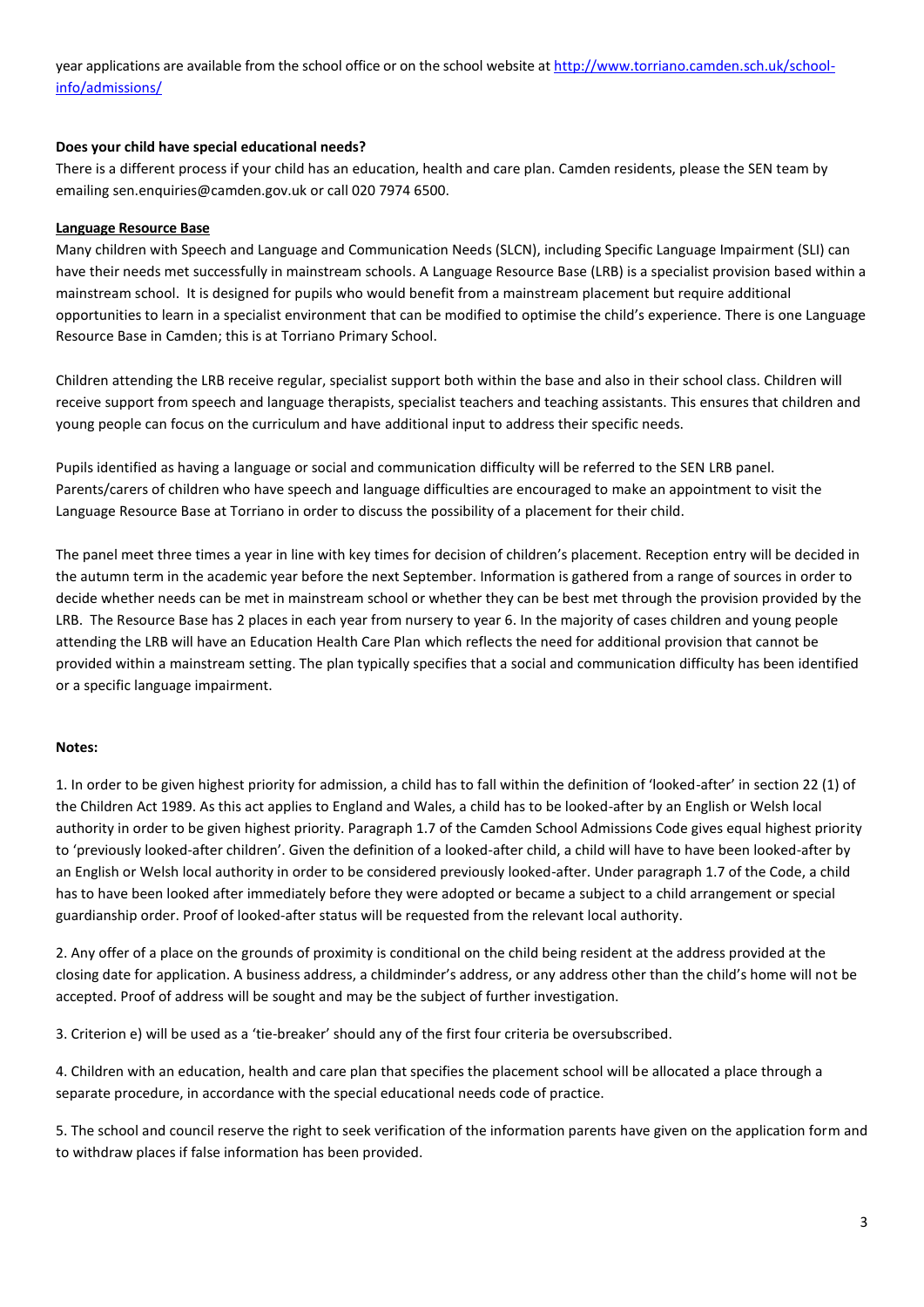year applications are available from the school office or on the school website at [http://www.torriano.camden.sch.uk/school-info/admissions/](http://www.torriano.camden.sch.uk/school-info/admissions/)

**Does your child have special educational needs?**

There is a different process if your child has an education, health and care plan. Camden residents, please the SEN team by emailing sen.enquiries@camden.gov.uk or call 020 7974 6500.

**Language Resource Base**

Many children with Speech and Language and Communication Needs (SLCN), including Specific Language Impairment (SLI) can have their needs met successfully in mainstream schools. A Language Resource Base (LRB) is a specialist provision based within a mainstream school. It is designed for pupils who would benefit from a mainstream placement but require additional opportunities to learn in a specialist environment that can be modified to optimise the child's experience. There is one Language Resource Base in Camden; this is at Torriano Primary School.

Children attending the LRB receive regular, specialist support both within the base and also in their school class. Children will receive support from speech and language therapists, specialist teachers and teaching assistants. This ensures that children and young people can focus on the curriculum and have additional input to address their specific needs.

Pupils identified as having a language or social and communication difficulty will be referred to the SEN LRB panel. Parents/carers of children who have speech and language difficulties are encouraged to make an appointment to visit the Language Resource Base at Torriano in order to discuss the possibility of a placement for their child.

The panel meet three times a year in line with key times for decision of children's placement. Reception entry will be decided in the autumn term in the academic year before the next September. Information is gathered from a range of sources in order to decide whether needs can be met in mainstream school or whether they can be best met through the provision provided by the LRB. The Resource Base has 2 places in each year from nursery to year 6. In the majority of cases children and young people attending the LRB will have an Education Health Care Plan which reflects the need for additional provision that cannot be provided within a mainstream setting. The plan typically specifies that a social and communication difficulty has been identified or a specific language impairment.

**Notes:**

1. In order to be given highest priority for admission, a child has to fall within the definition of 'looked-after' in section 22 (1) of the Children Act 1989. As this act applies to England and Wales, a child has to be looked-after by an English or Welsh local authority in order to be given highest priority. Paragraph 1.7 of the Camden School Admissions Code gives equal highest priority to 'previously looked-after children'. Given the definition of a looked-after child, a child will have to have been looked-after by an English or Welsh local authority in order to be considered previously looked-after. Under paragraph 1.7 of the Code, a child has to have been looked after immediately before they were adopted or became a subject to a child arrangement or special guardianship order. Proof of looked-after status will be requested from the relevant local authority.

2. Any offer of a place on the grounds of proximity is conditional on the child being resident at the address provided at the closing date for application. A business address, a childminder's address, or any address other than the child's home will not be accepted. Proof of address will be sought and may be the subject of further investigation.

3. Criterion e) will be used as a 'tie-breaker' should any of the first four criteria be oversubscribed.

4. Children with an education, health and care plan that specifies the placement school will be allocated a place through a separate procedure, in accordance with the special educational needs code of practice.

5. The school and council reserve the right to seek verification of the information parents have given on the application form and to withdraw places if false information has been provided.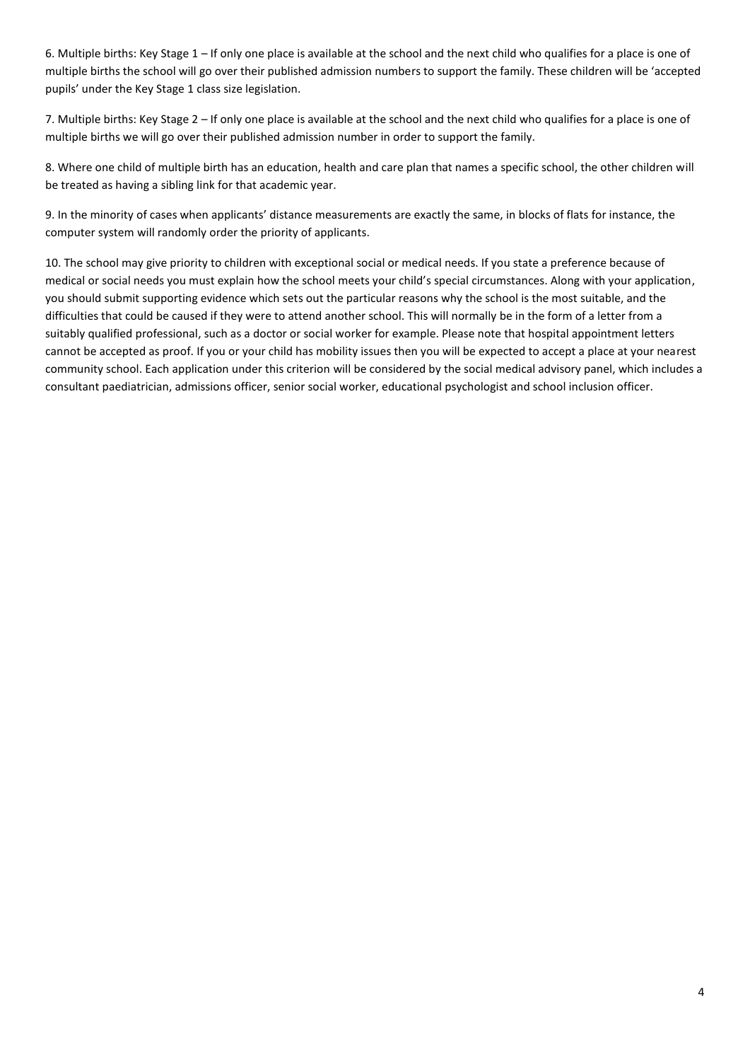6. Multiple births: Key Stage 1 – If only one place is available at the school and the next child who qualifies for a place is one of multiple births the school will go over their published admission numbers to support the family. These children will be 'accepted pupils' under the Key Stage 1 class size legislation.

7. Multiple births: Key Stage 2 – If only one place is available at the school and the next child who qualifies for a place is one of multiple births we will go over their published admission number in order to support the family.

8. Where one child of multiple birth has an education, health and care plan that names a specific school, the other children will be treated as having a sibling link for that academic year.

9. In the minority of cases when applicants' distance measurements are exactly the same, in blocks of flats for instance, the computer system will randomly order the priority of applicants.

10. The school may give priority to children with exceptional social or medical needs. If you state a preference because of medical or social needs you must explain how the school meets your child's special circumstances. Along with your application, you should submit supporting evidence which sets out the particular reasons why the school is the most suitable, and the difficulties that could be caused if they were to attend another school. This will normally be in the form of a letter from a suitably qualified professional, such as a doctor or social worker for example. Please note that hospital appointment letters cannot be accepted as proof. If you or your child has mobility issues then you will be expected to accept a place at your nearest community school. Each application under this criterion will be considered by the social medical advisory panel, which includes a consultant paediatrician, admissions officer, senior social worker, educational psychologist and school inclusion officer.